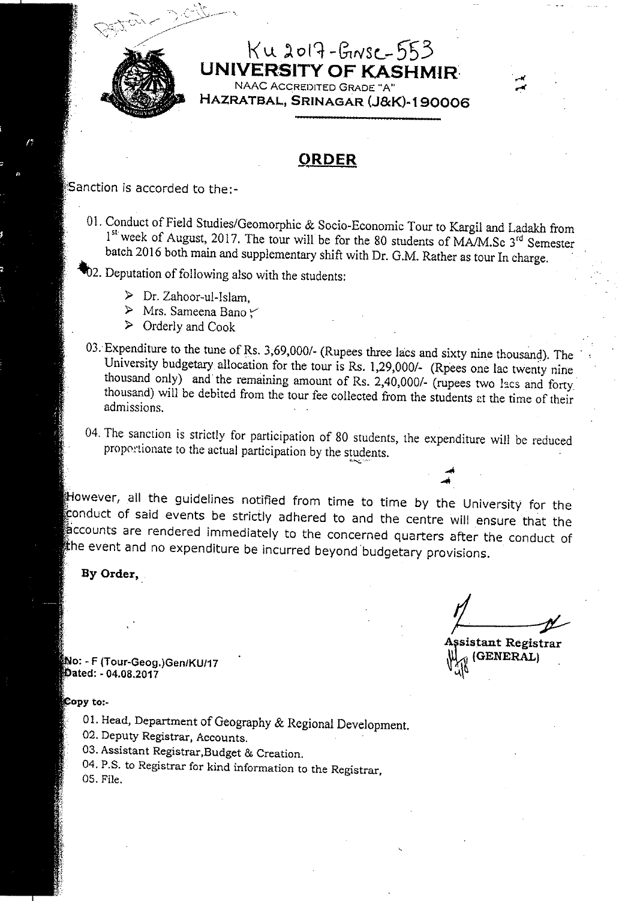Ku 2017-Gnsc-553

# UNIVERSITY OF KASHMIR

NAAC ACCREDITED GRADE "A"

HAZRATBAL, SRINAGAR (J&K)-190006

## ORDER

Sanction is accorded to the:-

01. Conduct of Field Studies/Geomorphic & Socio-Economic Tour to Kargil and Ladakh from 1st week of August, 2017. The tour will be for the 80 students of MA/M.Sc 3rd Semester batch 2016 both main and supplementary shift with Dr. G.M. Rather as tour In charge.

02. Deputation of following also with the students:
   - Dr. Zahoor-ul-Islam,
   - Mrs. Sameena Bano
   - Orderly and Cook

03. Expenditure to the tune of Rs. 3,69,000/- (Rupees three lacs and sixty nine thousand). The University budgetary allocation for the tour is Rs. 1,29,000/- (Rpees one lac twenty nine thousand only) and the remaining amount of Rs. 2,40,000/- (rupees two lacs and forty thousand) will be debited from the tour fee collected from the students at the time of their admissions.

04. The sanction is strictly for participation of 80 students, the expenditure will be reduced proportionate to the actual participation by the students.

However, all the guidelines notified from time to time by the University for the conduct of said events be strictly adhered to and the centre will ensure that the accounts are rendered immediately to the concerned quarters after the conduct of the event and no expenditure be incurred beyond budgetary provisions.

**By Order,**

**Assistant Registrar (GENERAL)**

No: - F (Tour-Geog.)Gen/KU/17
Dated: - 04.08.2017

**Copy to:-**

01. Head, Department of Geography & Regional Development.
02. Deputy Registrar, Accounts.
03. Assistant Registrar, Budget & Creation.
04. P.S. to Registrar for kind information to the Registrar,
05. File.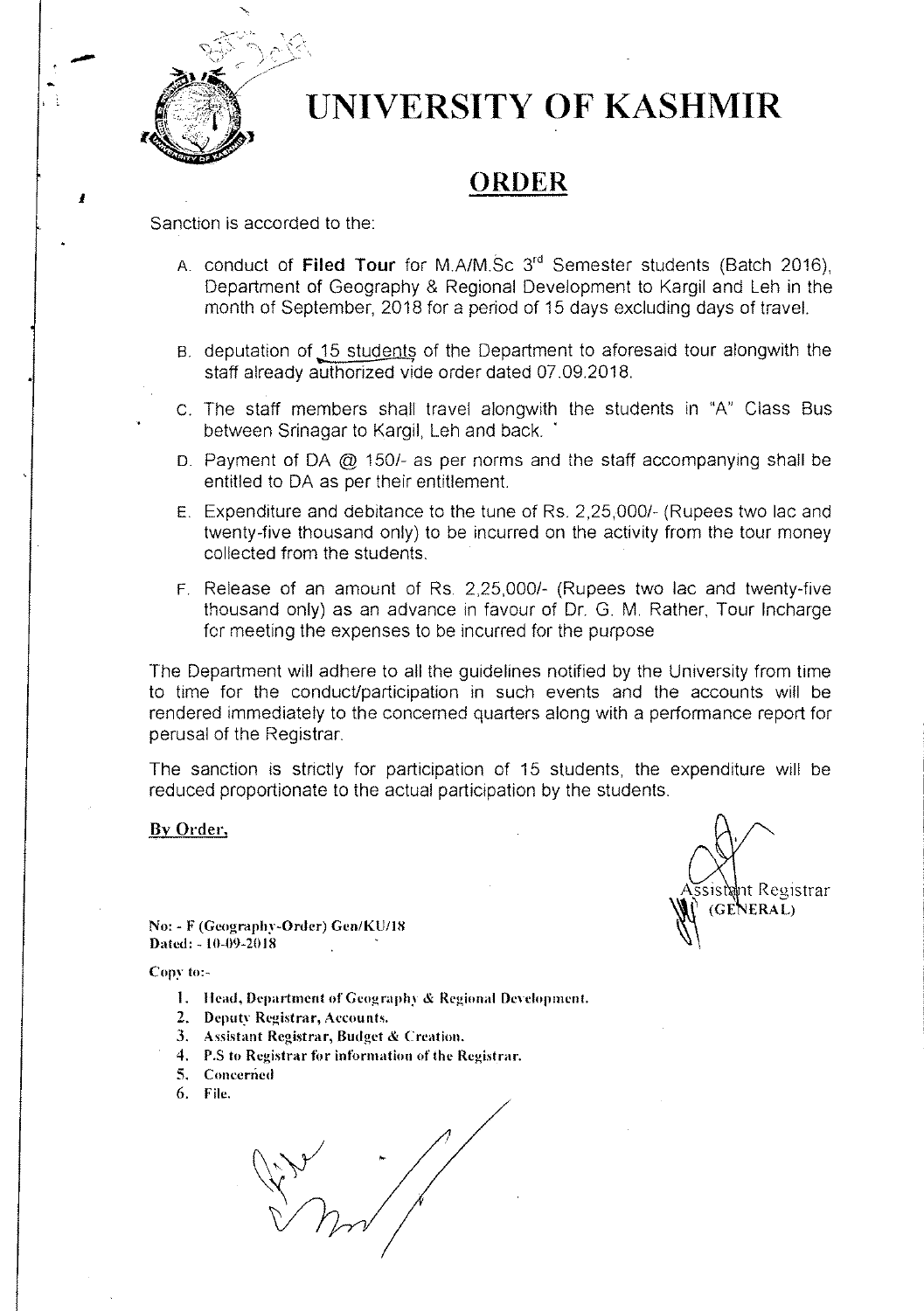# UNIVERSITY OF KASHMIR

## ORDER

Sanction is accorded to the:

A. conduct of **Filed Tour** for M.A/M.Sc 3rd Semester students (Batch 2016), Department of Geography & Regional Development to Kargil and Leh in the month of September, 2018 for a period of 15 days excluding days of travel.

B. deputation of 15 students of the Department to aforesaid tour alongwith the staff already authorized vide order dated 07.09.2018.

C. The staff members shall travel alongwith the students in "A" Class Bus between Srinagar to Kargil, Leh and back.

D. Payment of DA @ 150/- as per norms and the staff accompanying shall be entitled to DA as per their entitlement.

E. Expenditure and debitance to the tune of Rs. 2,25,000/- (Rupees two lac and twenty-five thousand only) to be incurred on the activity from the tour money collected from the students.

F. Release of an amount of Rs. 2,25,000/- (Rupees two lac and twenty-five thousand only) as an advance in favour of Dr. G. M. Rather, Tour Incharge for meeting the expenses to be incurred for the purpose

The Department will adhere to all the guidelines notified by the University from time to time for the conduct/participation in such events and the accounts will be rendered immediately to the concerned quarters along with a performance report for perusal of the Registrar.

The sanction is strictly for participation of 15 students, the expenditure will be reduced proportionate to the actual participation by the students.

**By Order,**

Assistant Registrar
(GENERAL)

**No: - F (Geography-Order) Gen/KU/18**
**Dated: - 10-09-2018**

Copy to:-

1. Head, Department of Geography & Regional Development.
2. Deputy Registrar, Accounts.
3. Assistant Registrar, Budget & Creation.
4. P.S to Registrar for information of the Registrar.
5. Concerned
6. File.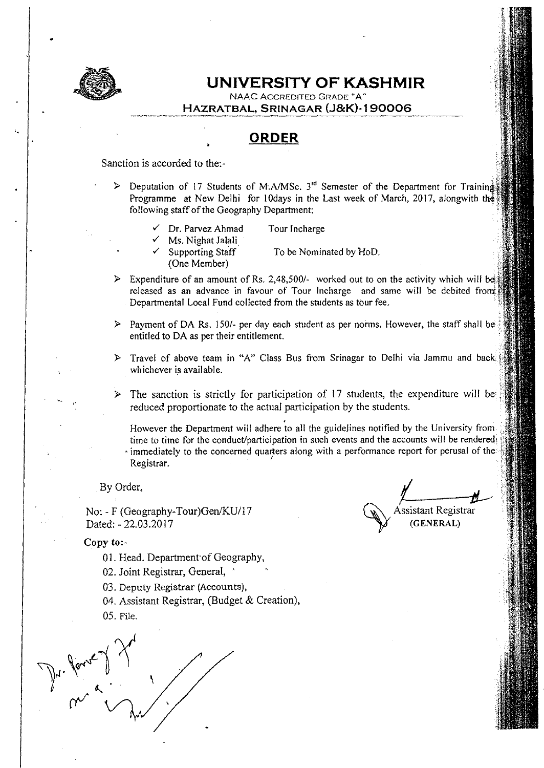# UNIVERSITY OF KASHMIR

NAAC ACCREDITED GRADE "A"

**HAZRATBAL, SRINAGAR (J&K)-190006**

## ORDER

Sanction is accorded to the:-

- Deputation of 17 Students of M.A/MSc. 3rd Semester of the Department for Training Programme at New Delhi for 10days in the Last week of March, 2017, alongwith the following staff of the Geography Department:
  - ✓ Dr. Parvez Ahmad — Tour Incharge
  - ✓ Ms. Nighat Jalali
  - ✓ Supporting Staff (One Member) — To be Nominated by HoD.
- Expenditure of an amount of Rs. 2,48,500/- worked out to on the activity which will be released as an advance in favour of Tour Incharge and same will be debited from Departmental Local Fund collected from the students as tour fee.
- Payment of DA Rs. 150/- per day each student as per norms. However, the staff shall be entitled to DA as per their entitlement.
- Travel of above team in "A" Class Bus from Srinagar to Delhi via Jammu and back whichever is available.
- The sanction is strictly for participation of 17 students, the expenditure will be reduced proportionate to the actual participation by the students.

However the Department will adhere to all the guidelines notified by the University from time to time for the conduct/participation in such events and the accounts will be rendered immediately to the concerned quarters along with a performance report for perusal of the Registrar.

By Order,

No: - F (Geography-Tour)Gen/KU/17
Dated: - 22.03.2017

Assistant Registrar
**(GENERAL)**

**Copy to:-**

01. Head. Department of Geography,
02. Joint Registrar, General,
03. Deputy Registrar (Accounts),
04. Assistant Registrar, (Budget & Creation),
05. File.

Dr. Parvez Ahmad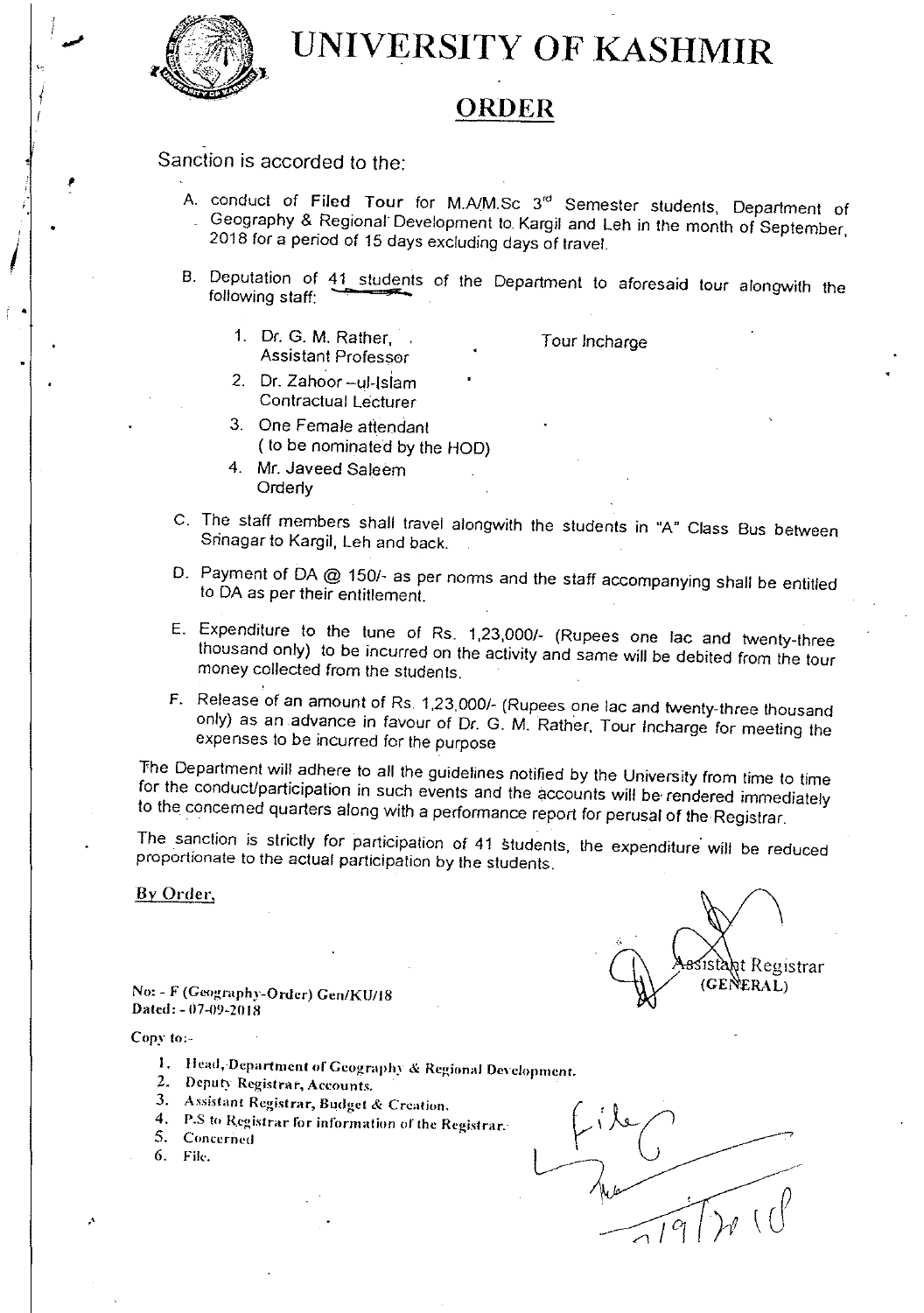# UNIVERSITY OF KASHMIR

## ORDER

Sanction is accorded to the:

A. conduct of **Filed Tour** for M.A/M.Sc 3rd Semester students, Department of Geography & Regional Development to Kargil and Leh in the month of September, 2018 for a period of 15 days excluding days of travel.

B. Deputation of 41 students of the Department to aforesaid tour alongwith the following staff:

1. Dr. G. M. Rather, Assistant Professor — Tour Incharge
2. Dr. Zahoor –ul-Islam Contractual Lecturer
3. One Female attendant (to be nominated by the HOD)
4. Mr. Javeed Saleem Orderly

C. The staff members shall travel alongwith the students in "A" Class Bus between Srinagar to Kargil, Leh and back.

D. Payment of DA @ 150/- as per norms and the staff accompanying shall be entitled to DA as per their entitlement.

E. Expenditure to the tune of Rs. 1,23,000/- (Rupees one lac and twenty-three thousand only) to be incurred on the activity and same will be debited from the tour money collected from the students.

F. Release of an amount of Rs. 1,23,000/- (Rupees one lac and twenty-three thousand only) as an advance in favour of Dr. G. M. Rather, Tour Incharge for meeting the expenses to be incurred for the purpose

The Department will adhere to all the guidelines notified by the University from time to time for the conduct/participation in such events and the accounts will be rendered immediately to the concerned quarters along with a performance report for perusal of the Registrar.

The sanction is strictly for participation of 41 students, the expenditure will be reduced proportionate to the actual participation by the students.

**By Order,**

Assistant Registrar
(GENERAL)

No: - F (Geography-Order) Gen/KU/18
Dated: - 07-09-2018

Copy to:-

1. Head, Department of Geography & Regional Development.
2. Deputy Registrar, Accounts.
3. Assistant Registrar, Budget & Creation.
4. P.S to Registrar for information of the Registrar.
5. Concerned
6. File.

File
7/9/2018